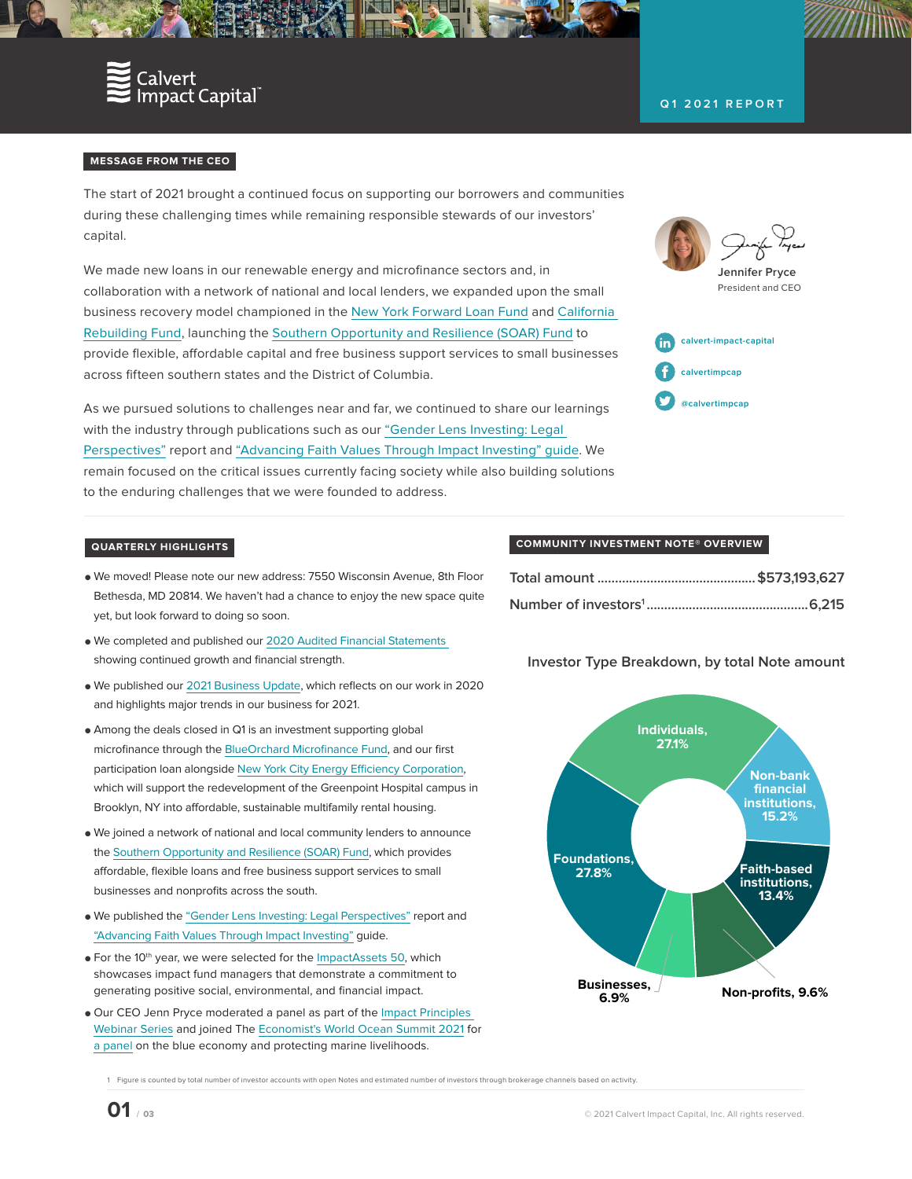# Calvert Impact Capital

**Q1 2021 REPORT**

## MESSAGE FROM THE CEO

The start of 2021 brought a continued focus on supporting our borrowers and communities during these challenging times while remaining responsible stewards of our investors' capital.

We made new loans in our renewable energy and microfinance sectors and, in collaboration with a network of national and local lenders, we expanded upon the small business recovery model championed in the New York Forward Loan Fund and California Rebuilding Fund, launching the Southern Opportunity and Resilience (SOAR) Fund to provide flexible, affordable capital and free business support services to small businesses across fifteen southern states and the District of Columbia.

As we pursued solutions to challenges near and far, we continued to share our learnings with the industry through publications such as our "Gender Lens Investing: Legal Perspectives" report and "Advancing Faith Values Through Impact Investing" guide. We remain focused on the critical issues currently facing society while also building solutions to the enduring challenges that we were founded to address.

Jennifer Pryce
President and CEO

calvert-impact-capital
calvertimpcap
@calvertimpcap

## QUARTERLY HIGHLIGHTS

- We moved! Please note our new address: 7550 Wisconsin Avenue, 8th Floor Bethesda, MD 20814. We haven't had a chance to enjoy the new space quite yet, but look forward to doing so soon.
- We completed and published our 2020 Audited Financial Statements showing continued growth and financial strength.
- We published our 2021 Business Update, which reflects on our work in 2020 and highlights major trends in our business for 2021.
- Among the deals closed in Q1 is an investment supporting global microfinance through the BlueOrchard Microfinance Fund, and our first participation loan alongside New York City Energy Efficiency Corporation, which will support the redevelopment of the Greenpoint Hospital campus in Brooklyn, NY into affordable, sustainable multifamily rental housing.
- We joined a network of national and local community lenders to announce the Southern Opportunity and Resilience (SOAR) Fund, which provides affordable, flexible loans and free business support services to small businesses and nonprofits across the south.
- We published the "Gender Lens Investing: Legal Perspectives" report and "Advancing Faith Values Through Impact Investing" guide.
- For the 10th year, we were selected for the ImpactAssets 50, which showcases impact fund managers that demonstrate a commitment to generating positive social, environmental, and financial impact.
- Our CEO Jenn Pryce moderated a panel as part of the Impact Principles Webinar Series and joined The Economist's World Ocean Summit 2021 for a panel on the blue economy and protecting marine livelihoods.

## COMMUNITY INVESTMENT NOTE® OVERVIEW

| | |
|---|---|
| Total amount | $573,193,627 |
| Number of investors[1] | 6,215 |

### Investor Type Breakdown, by total Note amount

| Investor Type | Share |
|---|---|
| Individuals | 27.1% |
| Non-bank financial institutions | 15.2% |
| Faith-based institutions | 13.4% |
| Non-profits | 9.6% |
| Businesses | 6.9% |
| Foundations | 27.8% |

1 Figure is counted by total number of investor accounts with open Notes and estimated number of investors through brokerage channels based on activity.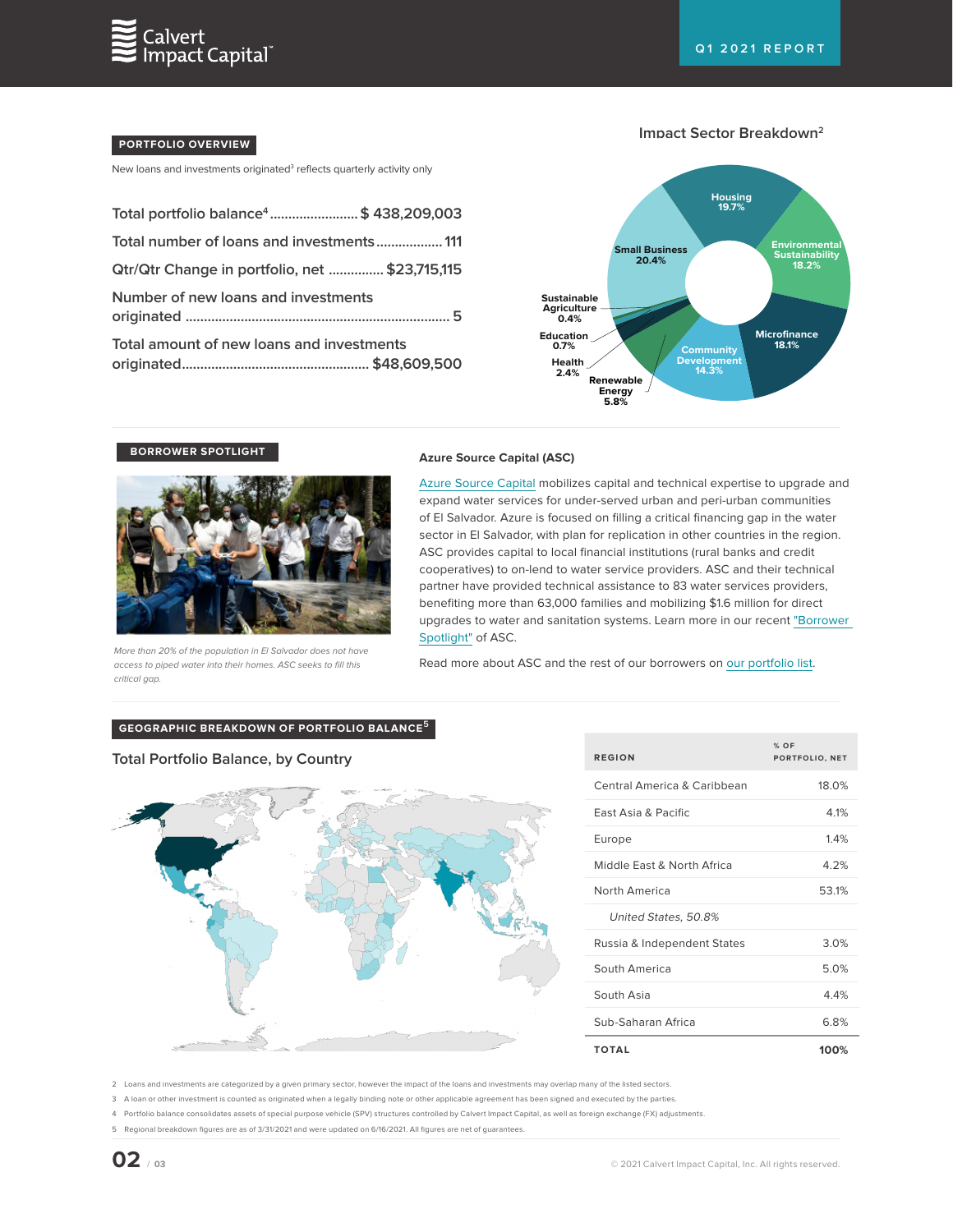## PORTFOLIO OVERVIEW

New loans and investments originated[3] reflects quarterly activity only

| | |
|---|---|
| Total portfolio balance[4] | $ 438,209,003 |
| Total number of loans and investments | 111 |
| Qtr/Qtr Change in portfolio, net | $23,715,115 |
| Number of new loans and investments originated | 5 |
| Total amount of new loans and investments originated | $48,609,500 |

### Impact Sector Breakdown[2]

- Housing 19.7%
- Environmental Sustainability 18.2%
- Microfinance 18.1%
- Community Development 14.3%
- Renewable Energy 5.8%
- Health 2.4%
- Education 0.7%
- Sustainable Agriculture 0.4%
- Small Business 20.4%

## BORROWER SPOTLIGHT

*More than 20% of the population in El Salvador does not have access to piped water into their homes. ASC seeks to fill this critical gap.*

**Azure Source Capital (ASC)**

Azure Source Capital mobilizes capital and technical expertise to upgrade and expand water services for under-served urban and peri-urban communities of El Salvador. Azure is focused on filling a critical financing gap in the water sector in El Salvador, with plan for replication in other countries in the region. ASC provides capital to local financial institutions (rural banks and credit cooperatives) to on-lend to water service providers. ASC and their technical partner have provided technical assistance to 83 water services providers, benefiting more than 63,000 families and mobilizing $1.6 million for direct upgrades to water and sanitation systems. Learn more in our recent "Borrower Spotlight" of ASC.

Read more about ASC and the rest of our borrowers on our portfolio list.

## GEOGRAPHIC BREAKDOWN OF PORTFOLIO BALANCE[5]

### Total Portfolio Balance, by Country

| REGION | % OF PORTFOLIO, NET |
|---|---|
| Central America & Caribbean | 18.0% |
| East Asia & Pacific | 4.1% |
| Europe | 1.4% |
| Middle East & North Africa | 4.2% |
| North America | 53.1% |
| *United States, 50.8%* | |
| Russia & Independent States | 3.0% |
| South America | 5.0% |
| South Asia | 4.4% |
| Sub-Saharan Africa | 6.8% |
| **TOTAL** | **100%** |

2 Loans and investments are categorized by a given primary sector, however the impact of the loans and investments may overlap many of the listed sectors.

3 A loan or other investment is counted as originated when a legally binding note or other applicable agreement has been signed and executed by the parties.

4 Portfolio balance consolidates assets of special purpose vehicle (SPV) structures controlled by Calvert Impact Capital, as well as foreign exchange (FX) adjustments.

5 Regional breakdown figures are as of 3/31/2021 and were updated on 6/16/2021. All figures are net of guarantees.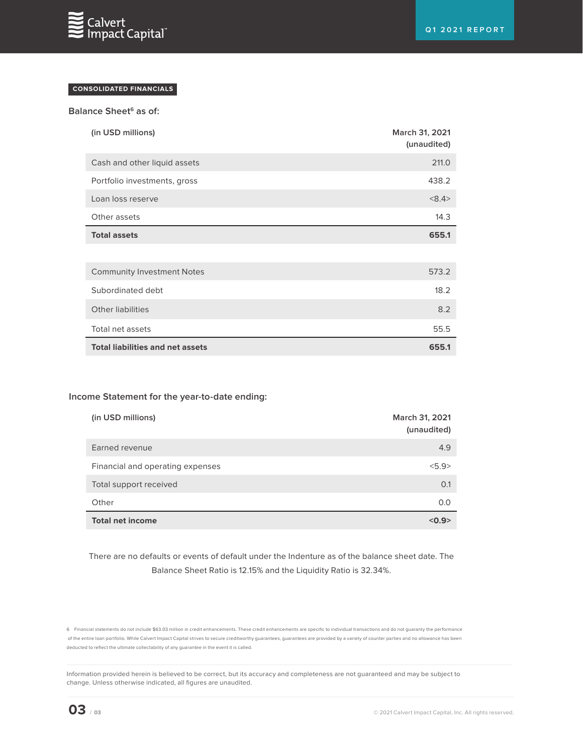**CONSOLIDATED FINANCIALS**

### Balance Sheet[6] as of:

| (in USD millions) | March 31, 2021 (unaudited) |
|---|---|
| Cash and other liquid assets | 211.0 |
| Portfolio investments, gross | 438.2 |
| Loan loss reserve | <8.4> |
| Other assets | 14.3 |
| **Total assets** | **655.1** |
| | |
| Community Investment Notes | 573.2 |
| Subordinated debt | 18.2 |
| Other liabilities | 8.2 |
| Total net assets | 55.5 |
| **Total liabilities and net assets** | **655.1** |

### Income Statement for the year-to-date ending:

| (in USD millions) | March 31, 2021 (unaudited) |
|---|---|
| Earned revenue | 4.9 |
| Financial and operating expenses | <5.9> |
| Total support received | 0.1 |
| Other | 0.0 |
| **Total net income** | **<0.9>** |

There are no defaults or events of default under the Indenture as of the balance sheet date. The Balance Sheet Ratio is 12.15% and the Liquidity Ratio is 32.34%.

6 Financial statements do not include $63.03 million in credit enhancements. These credit enhancements are specific to individual transactions and do not guaranty the performance of the entire loan portfolio. While Calvert Impact Capital strives to secure creditworthy guarantees, guarantees are provided by a variety of counter parties and no allowance has been deducted to reflect the ultimate collectability of any guarantee in the event it is called.

Information provided herein is believed to be correct, but its accuracy and completeness are not guaranteed and may be subject to change. Unless otherwise indicated, all figures are unaudited.

© 2021 Calvert Impact Capital, Inc. All rights reserved.